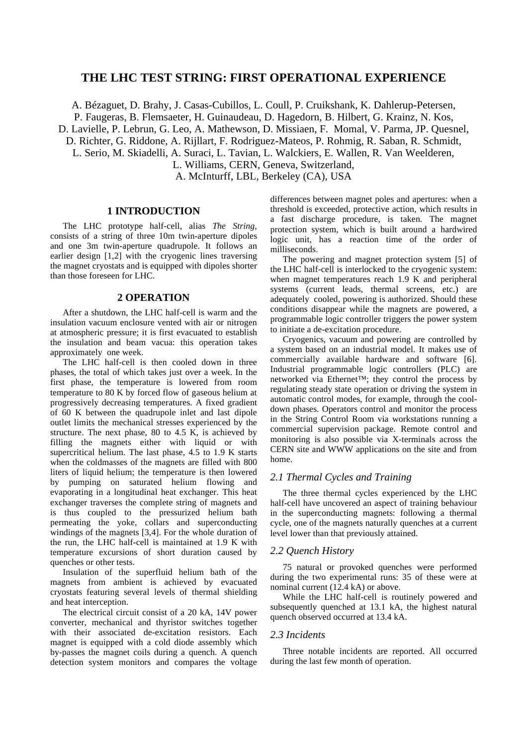# THE LHC TEST STRING: FIRST OPERATIONAL EXPERIENCE

A. Bézaguet, D. Brahy, J. Casas-Cubillos, L. Coull, P. Cruikshank, K. Dahlerup-Petersen, P. Faugeras, B. Flemsaeter, H. Guinaudeau, D. Hagedorn, B. Hilbert, G. Krainz, N. Kos, D. Lavielle, P. Lebrun, G. Leo, A. Mathewson, D. Missiaen, F. Momal, V. Parma, JP. Quesnel, D. Richter, G. Riddone, A. Rijllart, F. Rodriguez-Mateos, P. Rohmig, R. Saban, R. Schmidt, L. Serio, M. Skiadelli, A. Suraci, L. Tavian, L. Walckiers, E. Wallen, R. Van Weelderen, L. Williams, CERN, Geneva, Switzerland,
A. McInturff, LBL, Berkeley (CA), USA

## 1 INTRODUCTION

The LHC prototype half-cell, alias *The String*, consists of a string of three 10m twin-aperture dipoles and one 3m twin-aperture quadrupole. It follows an earlier design [1,2] with the cryogenic lines traversing the magnet cryostats and is equipped with dipoles shorter than those foreseen for LHC.

## 2 OPERATION

After a shutdown, the LHC half-cell is warm and the insulation vacuum enclosure vented with air or nitrogen at atmospheric pressure; it is first evacuated to establish the insulation and beam vacua: this operation takes approximately one week.

The LHC half-cell is then cooled down in three phases, the total of which takes just over a week. In the first phase, the temperature is lowered from room temperature to 80 K by forced flow of gaseous helium at progressively decreasing temperatures. A fixed gradient of 60 K between the quadrupole inlet and last dipole outlet limits the mechanical stresses experienced by the structure. The next phase, 80 to 4.5 K, is achieved by filling the magnets either with liquid or with supercritical helium. The last phase, 4.5 to 1.9 K starts when the coldmasses of the magnets are filled with 800 liters of liquid helium; the temperature is then lowered by pumping on saturated helium flowing and evaporating in a longitudinal heat exchanger. This heat exchanger traverses the complete string of magnets and is thus coupled to the pressurized helium bath permeating the yoke, collars and superconducting windings of the magnets [3,4]. For the whole duration of the run, the LHC half-cell is maintained at 1.9 K with temperature excursions of short duration caused by quenches or other tests.

Insulation of the superfluid helium bath of the magnets from ambient is achieved by evacuated cryostats featuring several levels of thermal shielding and heat interception.

The electrical circuit consist of a 20 kA, 14V power converter, mechanical and thyristor switches together with their associated de-excitation resistors. Each magnet is equipped with a cold diode assembly which by-passes the magnet coils during a quench. A quench detection system monitors and compares the voltage differences between magnet poles and apertures: when a threshold is exceeded, protective action, which results in a fast discharge procedure, is taken. The magnet protection system, which is built around a hardwired logic unit, has a reaction time of the order of milliseconds.

The powering and magnet protection system [5] of the LHC half-cell is interlocked to the cryogenic system: when magnet temperatures reach 1.9 K and peripheral systems (current leads, thermal screens, etc.) are adequately cooled, powering is authorized. Should these conditions disappear while the magnets are powered, a programmable logic controller triggers the power system to initiate a de-excitation procedure.

Cryogenics, vacuum and powering are controlled by a system based on an industrial model. It makes use of commercially available hardware and software [6]. Industrial programmable logic controllers (PLC) are networked via Ethernet™; they control the process by regulating steady state operation or driving the system in automatic control modes, for example, through the cool-down phases. Operators control and monitor the process in the String Control Room via workstations running a commercial supervision package. Remote control and monitoring is also possible via X-terminals across the CERN site and WWW applications on the site and from home.

### *2.1 Thermal Cycles and Training*

The three thermal cycles experienced by the LHC half-cell have uncovered an aspect of training behaviour in the superconducting magnets: following a thermal cycle, one of the magnets naturally quenches at a current level lower than that previously attained.

### *2.2 Quench History*

75 natural or provoked quenches were performed during the two experimental runs: 35 of these were at nominal current (12.4 kA) or above.

While the LHC half-cell is routinely powered and subsequently quenched at 13.1 kA, the highest natural quench observed occurred at 13.4 kA.

### *2.3 Incidents*

Three notable incidents are reported. All occurred during the last few month of operation.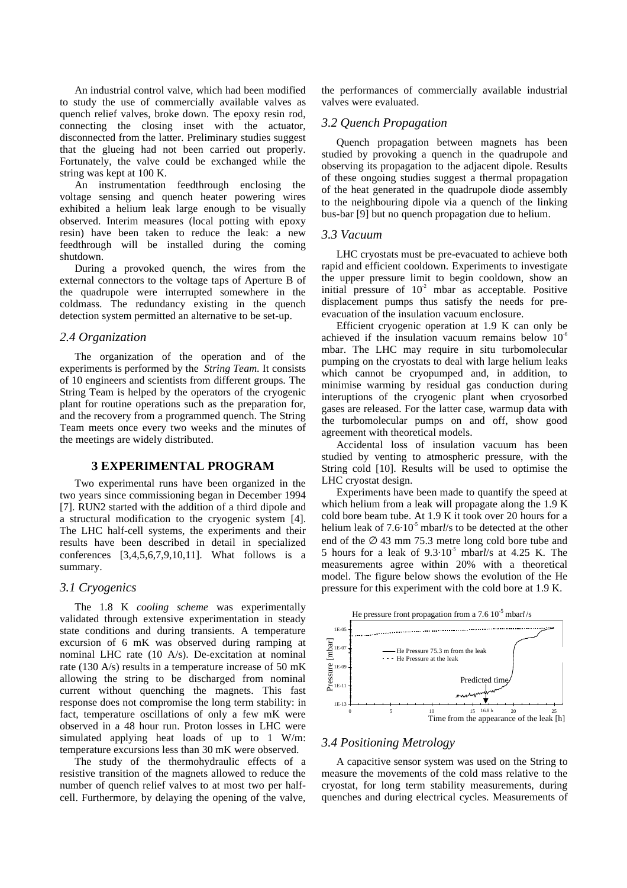An industrial control valve, which had been modified to study the use of commercially available valves as quench relief valves, broke down. The epoxy resin rod, connecting the closing inset with the actuator, disconnected from the latter. Preliminary studies suggest that the glueing had not been carried out properly. Fortunately, the valve could be exchanged while the string was kept at 100 K.

An instrumentation feedthrough enclosing the voltage sensing and quench heater powering wires exhibited a helium leak large enough to be visually observed. Interim measures (local potting with epoxy resin) have been taken to reduce the leak: a new feedthrough will be installed during the coming shutdown.

During a provoked quench, the wires from the external connectors to the voltage taps of Aperture B of the quadrupole were interrupted somewhere in the coldmass. The redundancy existing in the quench detection system permitted an alternative to be set-up.

### *2.4 Organization*

The organization of the operation and of the experiments is performed by the *String Team*. It consists of 10 engineers and scientists from different groups. The String Team is helped by the operators of the cryogenic plant for routine operations such as the preparation for, and the recovery from a programmed quench. The String Team meets once every two weeks and the minutes of the meetings are widely distributed.

## 3 EXPERIMENTAL PROGRAM

Two experimental runs have been organized in the two years since commissioning began in December 1994 [7]. RUN2 started with the addition of a third dipole and a structural modification to the cryogenic system [4]. The LHC half-cell systems, the experiments and their results have been described in detail in specialized conferences [3,4,5,6,7,9,10,11]. What follows is a summary.

### *3.1 Cryogenics*

The 1.8 K *cooling scheme* was experimentally validated through extensive experimentation in steady state conditions and during transients. A temperature excursion of 6 mK was observed during ramping at nominal LHC rate (10 A/s). De-excitation at nominal rate (130 A/s) results in a temperature increase of 50 mK allowing the string to be discharged from nominal current without quenching the magnets. This fast response does not compromise the long term stability: in fact, temperature oscillations of only a few mK were observed in a 48 hour run. Proton losses in LHC were simulated applying heat loads of up to 1 W/m: temperature excursions less than 30 mK were observed.

The study of the thermohydraulic effects of a resistive transition of the magnets allowed to reduce the number of quench relief valves to at most two per half-cell. Furthermore, by delaying the opening of the valve, the performances of commercially available industrial valves were evaluated.

### *3.2 Quench Propagation*

Quench propagation between magnets has been studied by provoking a quench in the quadrupole and observing its propagation to the adjacent dipole. Results of these ongoing studies suggest a thermal propagation of the heat generated in the quadrupole diode assembly to the neighbouring dipole via a quench of the linking bus-bar [9] but no quench propagation due to helium.

### *3.3 Vacuum*

LHC cryostats must be pre-evacuated to achieve both rapid and efficient cooldown. Experiments to investigate the upper pressure limit to begin cooldown, show an initial pressure of $10^{-2}$ mbar as acceptable. Positive displacement pumps thus satisfy the needs for pre-evacuation of the insulation vacuum enclosure.

Efficient cryogenic operation at 1.9 K can only be achieved if the insulation vacuum remains below $10^{-6}$ mbar. The LHC may require in situ turbomolecular pumping on the cryostats to deal with large helium leaks which cannot be cryopumped and, in addition, to minimise warming by residual gas conduction during interuptions of the cryogenic plant when cryosorbed gases are released. For the latter case, warmup data with the turbomolecular pumps on and off, show good agreement with theoretical models.

Accidental loss of insulation vacuum has been studied by venting to atmospheric pressure, with the String cold [10]. Results will be used to optimise the LHC cryostat design.

Experiments have been made to quantify the speed at which helium from a leak will propagate along the 1.9 K cold bore beam tube. At 1.9 K it took over 20 hours for a helium leak of $7.6 \cdot 10^{-5}$ mbar*l*/s to be detected at the other end of the ∅ 43 mm 75.3 metre long cold bore tube and 5 hours for a leak of $9.3 \cdot 10^{-5}$ mbar*l*/s at 4.25 K. The measurements agree within 20% with a theoretical model. The figure below shows the evolution of the He pressure for this experiment with the cold bore at 1.9 K.

He pressure front propagation from a 7.6 $10^{-5}$ mbar*l*/s

### *3.4 Positioning Metrology*

A capacitive sensor system was used on the String to measure the movements of the cold mass relative to the cryostat, for long term stability measurements, during quenches and during electrical cycles. Measurements of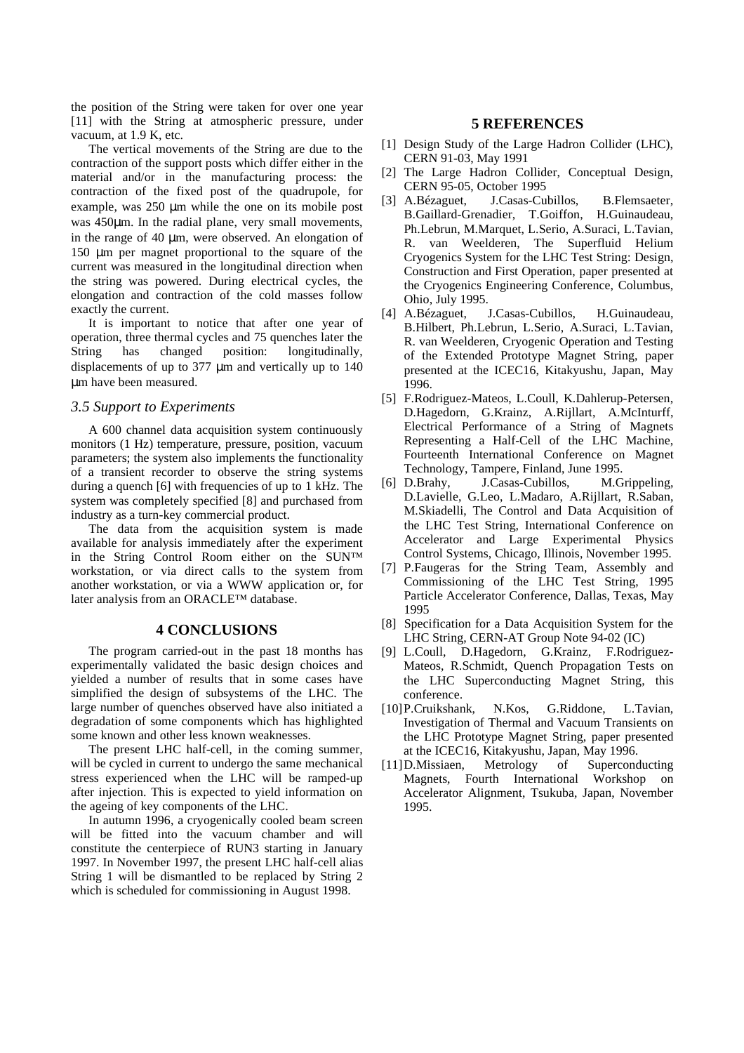the position of the String were taken for over one year [11] with the String at atmospheric pressure, under vacuum, at 1.9 K, etc.

The vertical movements of the String are due to the contraction of the support posts which differ either in the material and/or in the manufacturing process: the contraction of the fixed post of the quadrupole, for example, was 250 μm while the one on its mobile post was 450μm. In the radial plane, very small movements, in the range of 40 μm, were observed. An elongation of 150 μm per magnet proportional to the square of the current was measured in the longitudinal direction when the string was powered. During electrical cycles, the elongation and contraction of the cold masses follow exactly the current.

It is important to notice that after one year of operation, three thermal cycles and 75 quenches later the String has changed position: longitudinally, displacements of up to 377 μm and vertically up to 140 μm have been measured.

### *3.5 Support to Experiments*

A 600 channel data acquisition system continuously monitors (1 Hz) temperature, pressure, position, vacuum parameters; the system also implements the functionality of a transient recorder to observe the string systems during a quench [6] with frequencies of up to 1 kHz. The system was completely specified [8] and purchased from industry as a turn-key commercial product.

The data from the acquisition system is made available for analysis immediately after the experiment in the String Control Room either on the SUN™ workstation, or via direct calls to the system from another workstation, or via a WWW application or, for later analysis from an ORACLE™ database.

## 4 CONCLUSIONS

The program carried-out in the past 18 months has experimentally validated the basic design choices and yielded a number of results that in some cases have simplified the design of subsystems of the LHC. The large number of quenches observed have also initiated a degradation of some components which has highlighted some known and other less known weaknesses.

The present LHC half-cell, in the coming summer, will be cycled in current to undergo the same mechanical stress experienced when the LHC will be ramped-up after injection. This is expected to yield information on the ageing of key components of the LHC.

In autumn 1996, a cryogenically cooled beam screen will be fitted into the vacuum chamber and will constitute the centerpiece of RUN3 starting in January 1997. In November 1997, the present LHC half-cell alias String 1 will be dismantled to be replaced by String 2 which is scheduled for commissioning in August 1998.

## 5 REFERENCES

[1] Design Study of the Large Hadron Collider (LHC), CERN 91-03, May 1991

[2] The Large Hadron Collider, Conceptual Design, CERN 95-05, October 1995

[3] A.Bézaguet, J.Casas-Cubillos, B.Flemsaeter, B.Gaillard-Grenadier, T.Goiffon, H.Guinaudeau, Ph.Lebrun, M.Marquet, L.Serio, A.Suraci, L.Tavian, R. van Weelderen, The Superfluid Helium Cryogenics System for the LHC Test String: Design, Construction and First Operation, paper presented at the Cryogenics Engineering Conference, Columbus, Ohio, July 1995.

[4] A.Bézaguet, J.Casas-Cubillos, H.Guinaudeau, B.Hilbert, Ph.Lebrun, L.Serio, A.Suraci, L.Tavian, R. van Weelderen, Cryogenic Operation and Testing of the Extended Prototype Magnet String, paper presented at the ICEC16, Kitakyushu, Japan, May 1996.

[5] F.Rodriguez-Mateos, L.Coull, K.Dahlerup-Petersen, D.Hagedorn, G.Krainz, A.Rijllart, A.McInturff, Electrical Performance of a String of Magnets Representing a Half-Cell of the LHC Machine, Fourteenth International Conference on Magnet Technology, Tampere, Finland, June 1995.

[6] D.Brahy, J.Casas-Cubillos, M.Grippeling, D.Lavielle, G.Leo, L.Madaro, A.Rijllart, R.Saban, M.Skiadelli, The Control and Data Acquisition of the LHC Test String, International Conference on Accelerator and Large Experimental Physics Control Systems, Chicago, Illinois, November 1995.

[7] P.Faugeras for the String Team, Assembly and Commissioning of the LHC Test String, 1995 Particle Accelerator Conference, Dallas, Texas, May 1995

[8] Specification for a Data Acquisition System for the LHC String, CERN-AT Group Note 94-02 (IC)

[9] L.Coull, D.Hagedorn, G.Krainz, F.Rodriguez-Mateos, R.Schmidt, Quench Propagation Tests on the LHC Superconducting Magnet String, this conference.

[10] P.Cruikshank, N.Kos, G.Riddone, L.Tavian, Investigation of Thermal and Vacuum Transients on the LHC Prototype Magnet String, paper presented at the ICEC16, Kitakyushu, Japan, May 1996.

[11] D.Missiaen, Metrology of Superconducting Magnets, Fourth International Workshop on Accelerator Alignment, Tsukuba, Japan, November 1995.